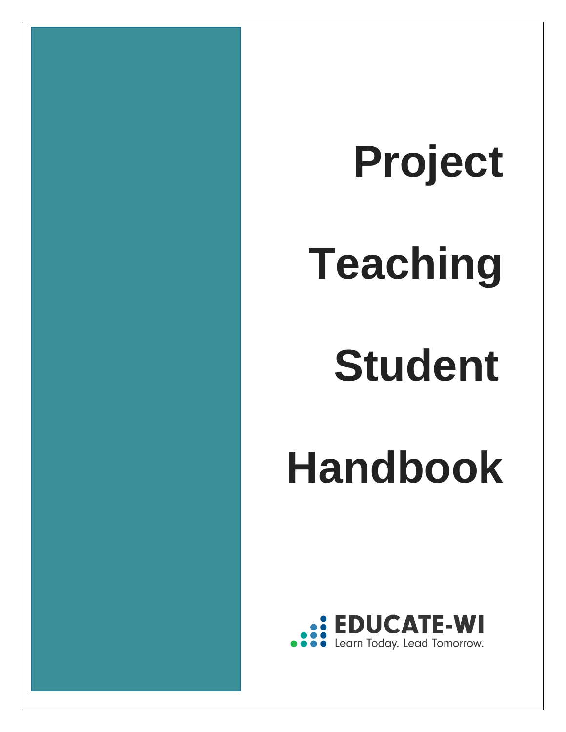# Project Teaching Student Handbook

EDUCATE-WI

Learn Today. Lead Tomorrow.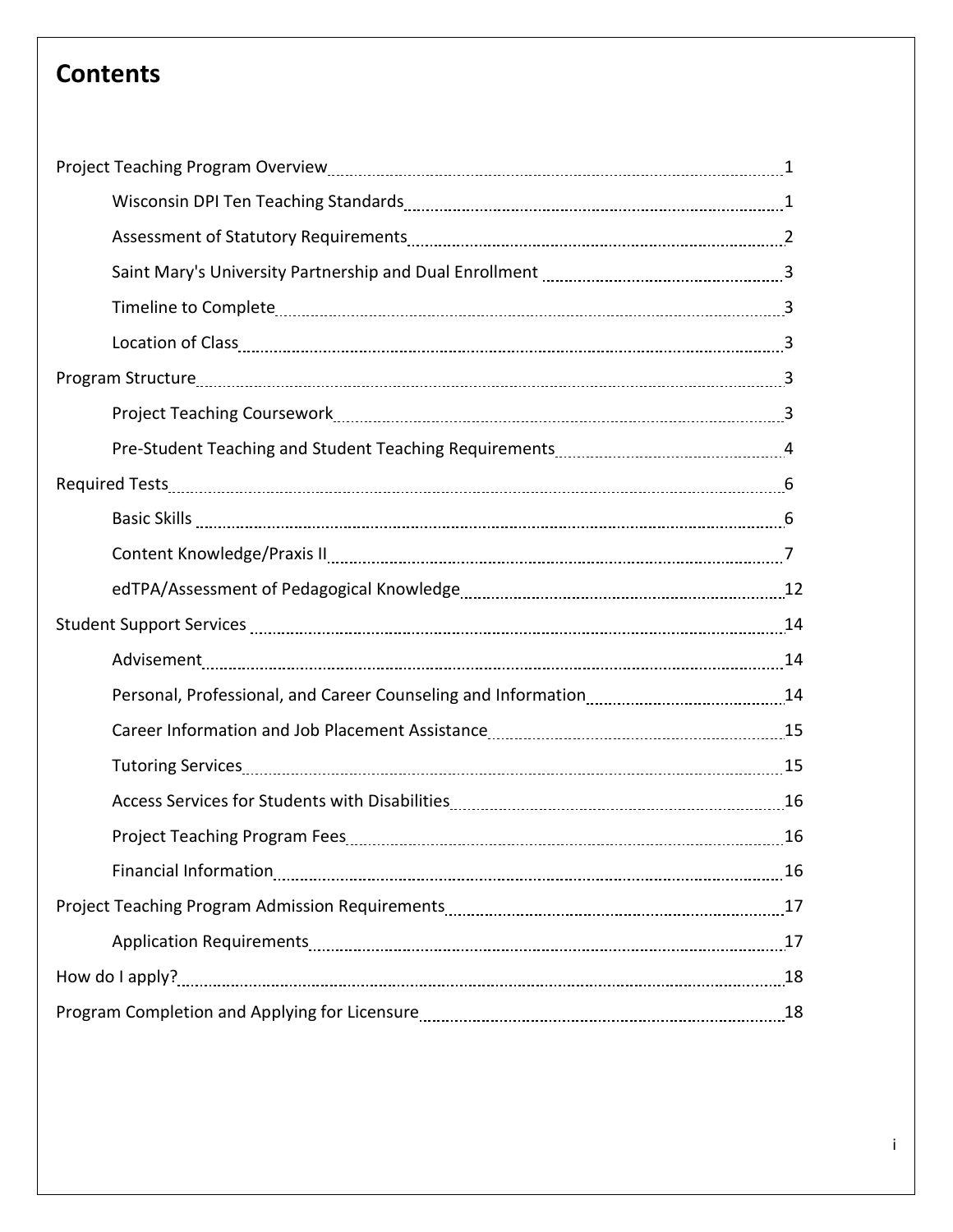# Contents

Project Teaching Program Overview ..... 1

- Wisconsin DPI Ten Teaching Standards ..... 1
- Assessment of Statutory Requirements ..... 2
- Saint Mary's University Partnership and Dual Enrollment ..... 3
- Timeline to Complete ..... 3
- Location of Class ..... 3

Program Structure ..... 3

- Project Teaching Coursework ..... 3
- Pre-Student Teaching and Student Teaching Requirements ..... 4

Required Tests ..... 6

- Basic Skills ..... 6
- Content Knowledge/Praxis II ..... 7
- edTPA/Assessment of Pedagogical Knowledge ..... 12

Student Support Services ..... 14

- Advisement ..... 14
- Personal, Professional, and Career Counseling and Information ..... 14
- Career Information and Job Placement Assistance ..... 15
- Tutoring Services ..... 15
- Access Services for Students with Disabilities ..... 16
- Project Teaching Program Fees ..... 16
- Financial Information ..... 16

Project Teaching Program Admission Requirements ..... 17

- Application Requirements ..... 17

How do I apply? ..... 18

Program Completion and Applying for Licensure ..... 18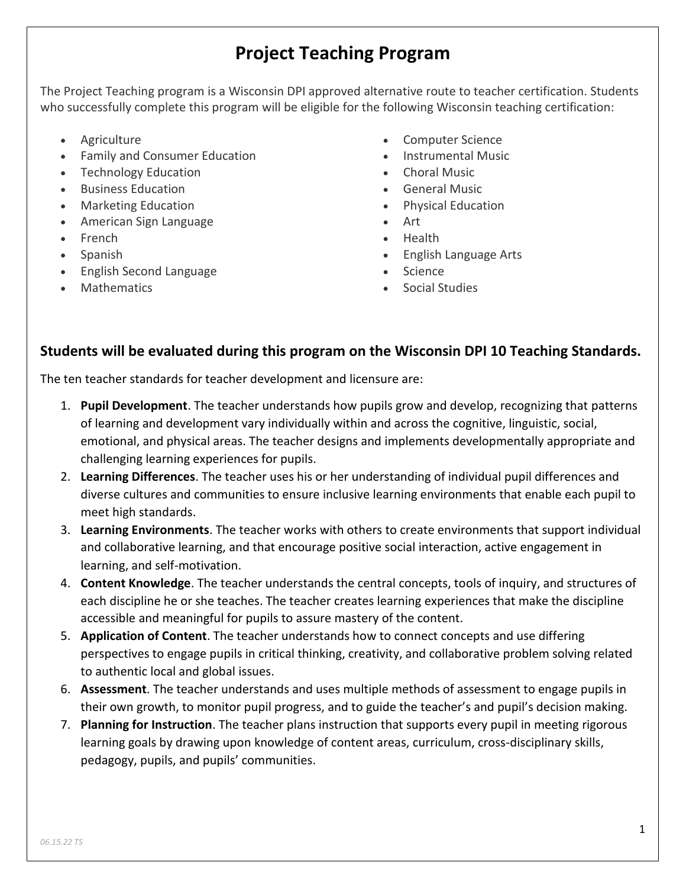# Project Teaching Program

The Project Teaching program is a Wisconsin DPI approved alternative route to teacher certification. Students who successfully complete this program will be eligible for the following Wisconsin teaching certification:

- Agriculture
- Family and Consumer Education
- Technology Education
- Business Education
- Marketing Education
- American Sign Language
- French
- Spanish
- English Second Language
- Mathematics
- Computer Science
- Instrumental Music
- Choral Music
- General Music
- Physical Education
- Art
- Health
- English Language Arts
- Science
- Social Studies

## Students will be evaluated during this program on the Wisconsin DPI 10 Teaching Standards.

The ten teacher standards for teacher development and licensure are:

1. **Pupil Development**. The teacher understands how pupils grow and develop, recognizing that patterns of learning and development vary individually within and across the cognitive, linguistic, social, emotional, and physical areas. The teacher designs and implements developmentally appropriate and challenging learning experiences for pupils.
2. **Learning Differences**. The teacher uses his or her understanding of individual pupil differences and diverse cultures and communities to ensure inclusive learning environments that enable each pupil to meet high standards.
3. **Learning Environments**. The teacher works with others to create environments that support individual and collaborative learning, and that encourage positive social interaction, active engagement in learning, and self-motivation.
4. **Content Knowledge**. The teacher understands the central concepts, tools of inquiry, and structures of each discipline he or she teaches. The teacher creates learning experiences that make the discipline accessible and meaningful for pupils to assure mastery of the content.
5. **Application of Content**. The teacher understands how to connect concepts and use differing perspectives to engage pupils in critical thinking, creativity, and collaborative problem solving related to authentic local and global issues.
6. **Assessment**. The teacher understands and uses multiple methods of assessment to engage pupils in their own growth, to monitor pupil progress, and to guide the teacher's and pupil's decision making.
7. **Planning for Instruction**. The teacher plans instruction that supports every pupil in meeting rigorous learning goals by drawing upon knowledge of content areas, curriculum, cross-disciplinary skills, pedagogy, pupils, and pupils' communities.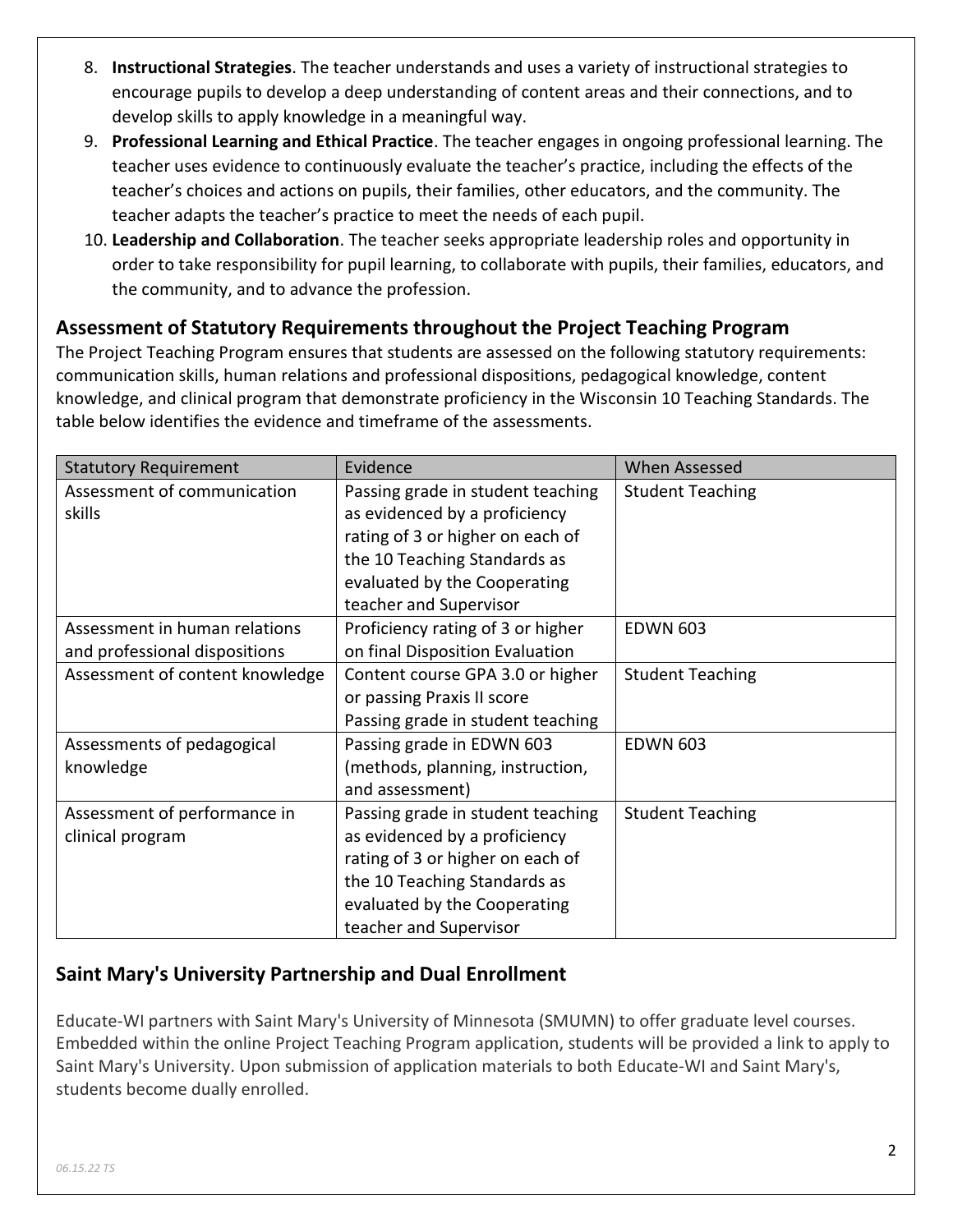8. **Instructional Strategies**. The teacher understands and uses a variety of instructional strategies to encourage pupils to develop a deep understanding of content areas and their connections, and to develop skills to apply knowledge in a meaningful way.
9. **Professional Learning and Ethical Practice**. The teacher engages in ongoing professional learning. The teacher uses evidence to continuously evaluate the teacher's practice, including the effects of the teacher's choices and actions on pupils, their families, other educators, and the community. The teacher adapts the teacher's practice to meet the needs of each pupil.
10. **Leadership and Collaboration**. The teacher seeks appropriate leadership roles and opportunity in order to take responsibility for pupil learning, to collaborate with pupils, their families, educators, and the community, and to advance the profession.

## Assessment of Statutory Requirements throughout the Project Teaching Program

The Project Teaching Program ensures that students are assessed on the following statutory requirements: communication skills, human relations and professional dispositions, pedagogical knowledge, content knowledge, and clinical program that demonstrate proficiency in the Wisconsin 10 Teaching Standards. The table below identifies the evidence and timeframe of the assessments.

| Statutory Requirement | Evidence | When Assessed |
|---|---|---|
| Assessment of communication skills | Passing grade in student teaching as evidenced by a proficiency rating of 3 or higher on each of the 10 Teaching Standards as evaluated by the Cooperating teacher and Supervisor | Student Teaching |
| Assessment in human relations and professional dispositions | Proficiency rating of 3 or higher on final Disposition Evaluation | EDWN 603 |
| Assessment of content knowledge | Content course GPA 3.0 or higher or passing Praxis II score<br>Passing grade in student teaching | Student Teaching |
| Assessments of pedagogical knowledge | Passing grade in EDWN 603 (methods, planning, instruction, and assessment) | EDWN 603 |
| Assessment of performance in clinical program | Passing grade in student teaching as evidenced by a proficiency rating of 3 or higher on each of the 10 Teaching Standards as evaluated by the Cooperating teacher and Supervisor | Student Teaching |

## Saint Mary's University Partnership and Dual Enrollment

Educate-WI partners with Saint Mary's University of Minnesota (SMUMN) to offer graduate level courses. Embedded within the online Project Teaching Program application, students will be provided a link to apply to Saint Mary's University. Upon submission of application materials to both Educate-WI and Saint Mary's, students become dually enrolled.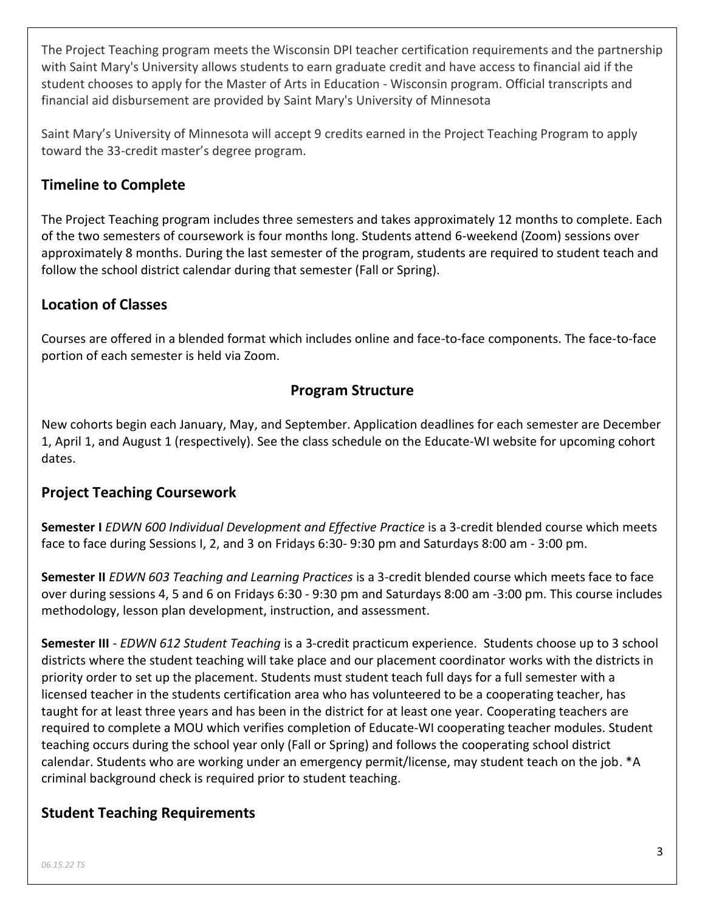The Project Teaching program meets the Wisconsin DPI teacher certification requirements and the partnership with Saint Mary's University allows students to earn graduate credit and have access to financial aid if the student chooses to apply for the Master of Arts in Education - Wisconsin program. Official transcripts and financial aid disbursement are provided by Saint Mary's University of Minnesota

Saint Mary's University of Minnesota will accept 9 credits earned in the Project Teaching Program to apply toward the 33-credit master's degree program.

## Timeline to Complete

The Project Teaching program includes three semesters and takes approximately 12 months to complete. Each of the two semesters of coursework is four months long. Students attend 6-weekend (Zoom) sessions over approximately 8 months. During the last semester of the program, students are required to student teach and follow the school district calendar during that semester (Fall or Spring).

## Location of Classes

Courses are offered in a blended format which includes online and face-to-face components. The face-to-face portion of each semester is held via Zoom.

## Program Structure

New cohorts begin each January, May, and September. Application deadlines for each semester are December 1, April 1, and August 1 (respectively). See the class schedule on the Educate-WI website for upcoming cohort dates.

## Project Teaching Coursework

**Semester I** *EDWN 600 Individual Development and Effective Practice* is a 3-credit blended course which meets face to face during Sessions I, 2, and 3 on Fridays 6:30- 9:30 pm and Saturdays 8:00 am - 3:00 pm.

**Semester II** *EDWN 603 Teaching and Learning Practices* is a 3-credit blended course which meets face to face over during sessions 4, 5 and 6 on Fridays 6:30 - 9:30 pm and Saturdays 8:00 am -3:00 pm. This course includes methodology, lesson plan development, instruction, and assessment.

**Semester III** - *EDWN 612 Student Teaching* is a 3-credit practicum experience. Students choose up to 3 school districts where the student teaching will take place and our placement coordinator works with the districts in priority order to set up the placement. Students must student teach full days for a full semester with a licensed teacher in the students certification area who has volunteered to be a cooperating teacher, has taught for at least three years and has been in the district for at least one year. Cooperating teachers are required to complete a MOU which verifies completion of Educate-WI cooperating teacher modules. Student teaching occurs during the school year only (Fall or Spring) and follows the cooperating school district calendar. Students who are working under an emergency permit/license, may student teach on the job. *A criminal background check is required prior to student teaching.

## Student Teaching Requirements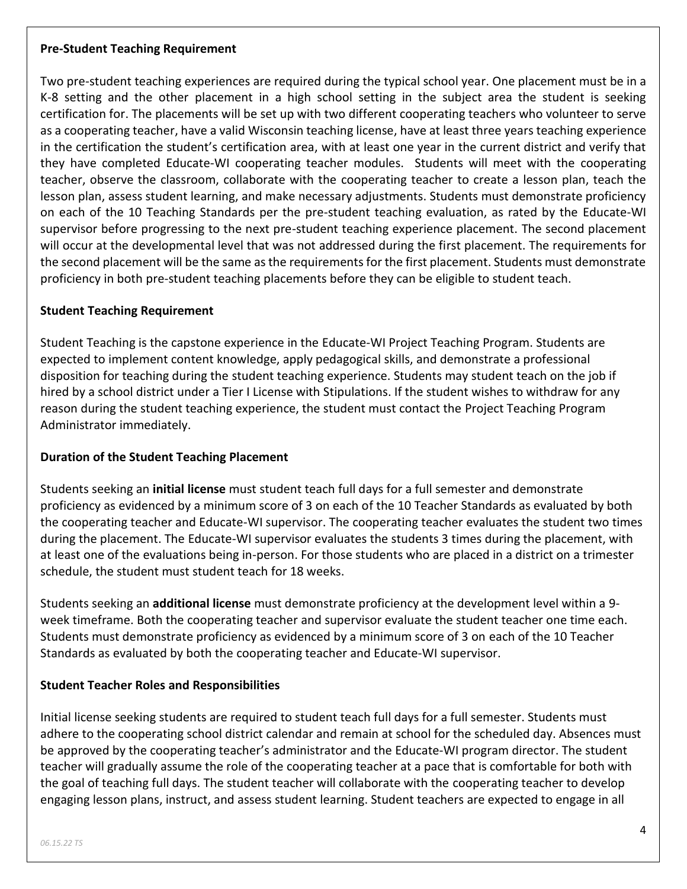**Pre-Student Teaching Requirement**

Two pre-student teaching experiences are required during the typical school year. One placement must be in a K-8 setting and the other placement in a high school setting in the subject area the student is seeking certification for. The placements will be set up with two different cooperating teachers who volunteer to serve as a cooperating teacher, have a valid Wisconsin teaching license, have at least three years teaching experience in the certification the student's certification area, with at least one year in the current district and verify that they have completed Educate-WI cooperating teacher modules. Students will meet with the cooperating teacher, observe the classroom, collaborate with the cooperating teacher to create a lesson plan, teach the lesson plan, assess student learning, and make necessary adjustments. Students must demonstrate proficiency on each of the 10 Teaching Standards per the pre-student teaching evaluation, as rated by the Educate-WI supervisor before progressing to the next pre-student teaching experience placement. The second placement will occur at the developmental level that was not addressed during the first placement. The requirements for the second placement will be the same as the requirements for the first placement. Students must demonstrate proficiency in both pre-student teaching placements before they can be eligible to student teach.

**Student Teaching Requirement**

Student Teaching is the capstone experience in the Educate-WI Project Teaching Program. Students are expected to implement content knowledge, apply pedagogical skills, and demonstrate a professional disposition for teaching during the student teaching experience. Students may student teach on the job if hired by a school district under a Tier I License with Stipulations. If the student wishes to withdraw for any reason during the student teaching experience, the student must contact the Project Teaching Program Administrator immediately.

**Duration of the Student Teaching Placement**

Students seeking an **initial license** must student teach full days for a full semester and demonstrate proficiency as evidenced by a minimum score of 3 on each of the 10 Teacher Standards as evaluated by both the cooperating teacher and Educate-WI supervisor. The cooperating teacher evaluates the student two times during the placement. The Educate-WI supervisor evaluates the students 3 times during the placement, with at least one of the evaluations being in-person. For those students who are placed in a district on a trimester schedule, the student must student teach for 18 weeks.

Students seeking an **additional license** must demonstrate proficiency at the development level within a 9-week timeframe. Both the cooperating teacher and supervisor evaluate the student teacher one time each. Students must demonstrate proficiency as evidenced by a minimum score of 3 on each of the 10 Teacher Standards as evaluated by both the cooperating teacher and Educate-WI supervisor.

**Student Teacher Roles and Responsibilities**

Initial license seeking students are required to student teach full days for a full semester. Students must adhere to the cooperating school district calendar and remain at school for the scheduled day. Absences must be approved by the cooperating teacher's administrator and the Educate-WI program director. The student teacher will gradually assume the role of the cooperating teacher at a pace that is comfortable for both with the goal of teaching full days. The student teacher will collaborate with the cooperating teacher to develop engaging lesson plans, instruct, and assess student learning. Student teachers are expected to engage in all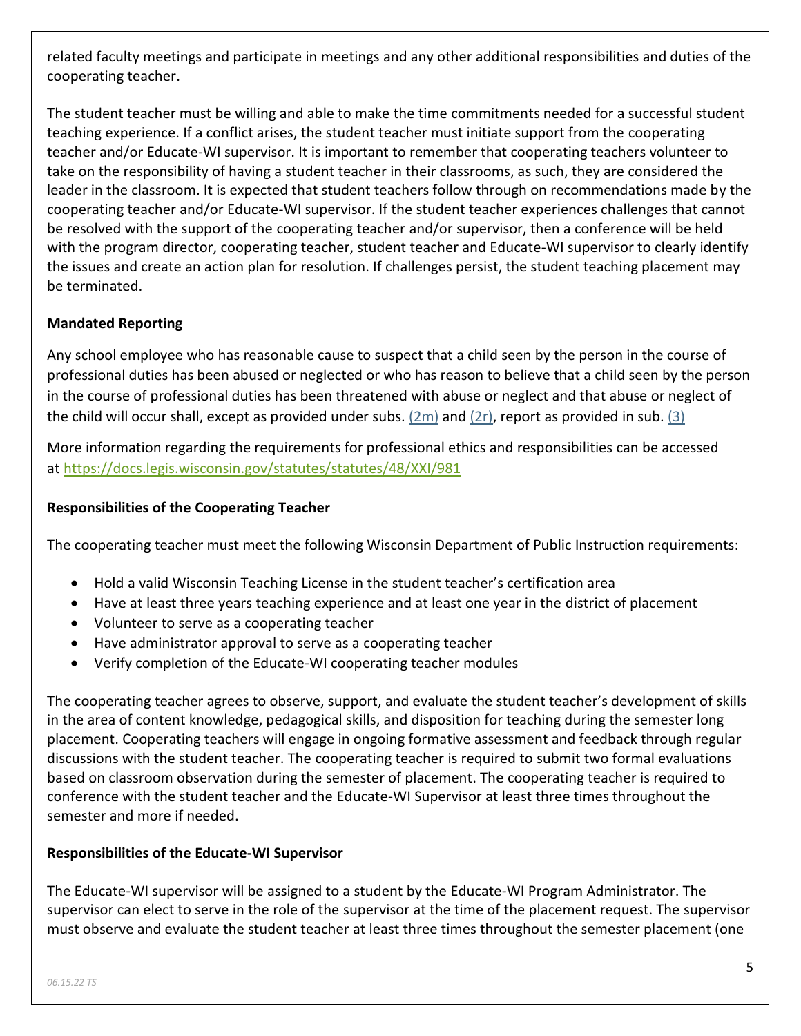related faculty meetings and participate in meetings and any other additional responsibilities and duties of the cooperating teacher.

The student teacher must be willing and able to make the time commitments needed for a successful student teaching experience. If a conflict arises, the student teacher must initiate support from the cooperating teacher and/or Educate-WI supervisor. It is important to remember that cooperating teachers volunteer to take on the responsibility of having a student teacher in their classrooms, as such, they are considered the leader in the classroom. It is expected that student teachers follow through on recommendations made by the cooperating teacher and/or Educate-WI supervisor. If the student teacher experiences challenges that cannot be resolved with the support of the cooperating teacher and/or supervisor, then a conference will be held with the program director, cooperating teacher, student teacher and Educate-WI supervisor to clearly identify the issues and create an action plan for resolution. If challenges persist, the student teaching placement may be terminated.

**Mandated Reporting**

Any school employee who has reasonable cause to suspect that a child seen by the person in the course of professional duties has been abused or neglected or who has reason to believe that a child seen by the person in the course of professional duties has been threatened with abuse or neglect and that abuse or neglect of the child will occur shall, except as provided under subs. (2m) and (2r), report as provided in sub. (3)

More information regarding the requirements for professional ethics and responsibilities can be accessed at https://docs.legis.wisconsin.gov/statutes/statutes/48/XXI/981

**Responsibilities of the Cooperating Teacher**

The cooperating teacher must meet the following Wisconsin Department of Public Instruction requirements:

- Hold a valid Wisconsin Teaching License in the student teacher's certification area
- Have at least three years teaching experience and at least one year in the district of placement
- Volunteer to serve as a cooperating teacher
- Have administrator approval to serve as a cooperating teacher
- Verify completion of the Educate-WI cooperating teacher modules

The cooperating teacher agrees to observe, support, and evaluate the student teacher's development of skills in the area of content knowledge, pedagogical skills, and disposition for teaching during the semester long placement. Cooperating teachers will engage in ongoing formative assessment and feedback through regular discussions with the student teacher. The cooperating teacher is required to submit two formal evaluations based on classroom observation during the semester of placement. The cooperating teacher is required to conference with the student teacher and the Educate-WI Supervisor at least three times throughout the semester and more if needed.

**Responsibilities of the Educate-WI Supervisor**

The Educate-WI supervisor will be assigned to a student by the Educate-WI Program Administrator. The supervisor can elect to serve in the role of the supervisor at the time of the placement request. The supervisor must observe and evaluate the student teacher at least three times throughout the semester placement (one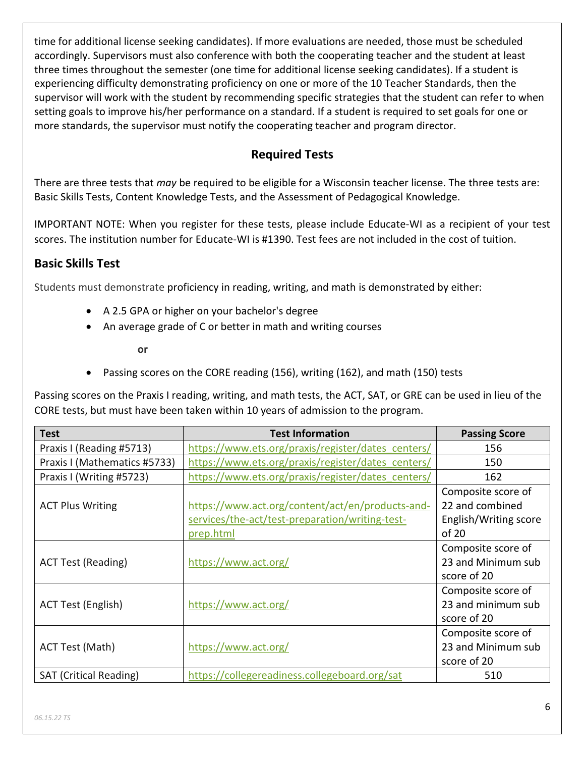time for additional license seeking candidates). If more evaluations are needed, those must be scheduled accordingly. Supervisors must also conference with both the cooperating teacher and the student at least three times throughout the semester (one time for additional license seeking candidates). If a student is experiencing difficulty demonstrating proficiency on one or more of the 10 Teacher Standards, then the supervisor will work with the student by recommending specific strategies that the student can refer to when setting goals to improve his/her performance on a standard. If a student is required to set goals for one or more standards, the supervisor must notify the cooperating teacher and program director.

## Required Tests

There are three tests that *may* be required to be eligible for a Wisconsin teacher license. The three tests are: Basic Skills Tests, Content Knowledge Tests, and the Assessment of Pedagogical Knowledge.

IMPORTANT NOTE: When you register for these tests, please include Educate-WI as a recipient of your test scores. The institution number for Educate-WI is #1390. Test fees are not included in the cost of tuition.

### Basic Skills Test

Students must demonstrate proficiency in reading, writing, and math is demonstrated by either:

- A 2.5 GPA or higher on your bachelor's degree
- An average grade of C or better in math and writing courses

**or**

- Passing scores on the CORE reading (156), writing (162), and math (150) tests

Passing scores on the Praxis I reading, writing, and math tests, the ACT, SAT, or GRE can be used in lieu of the CORE tests, but must have been taken within 10 years of admission to the program.

| Test | Test Information | Passing Score |
|---|---|---|
| Praxis I (Reading #5713) | https://www.ets.org/praxis/register/dates_centers/ | 156 |
| Praxis I (Mathematics #5733) | https://www.ets.org/praxis/register/dates_centers/ | 150 |
| Praxis I (Writing #5723) | https://www.ets.org/praxis/register/dates_centers/ | 162 |
| ACT Plus Writing | https://www.act.org/content/act/en/products-and-services/the-act/test-preparation/writing-test-prep.html | Composite score of 22 and combined English/Writing score of 20 |
| ACT Test (Reading) | https://www.act.org/ | Composite score of 23 and Minimum sub score of 20 |
| ACT Test (English) | https://www.act.org/ | Composite score of 23 and minimum sub score of 20 |
| ACT Test (Math) | https://www.act.org/ | Composite score of 23 and Minimum sub score of 20 |
| SAT (Critical Reading) | https://collegereadiness.collegeboard.org/sat | 510 |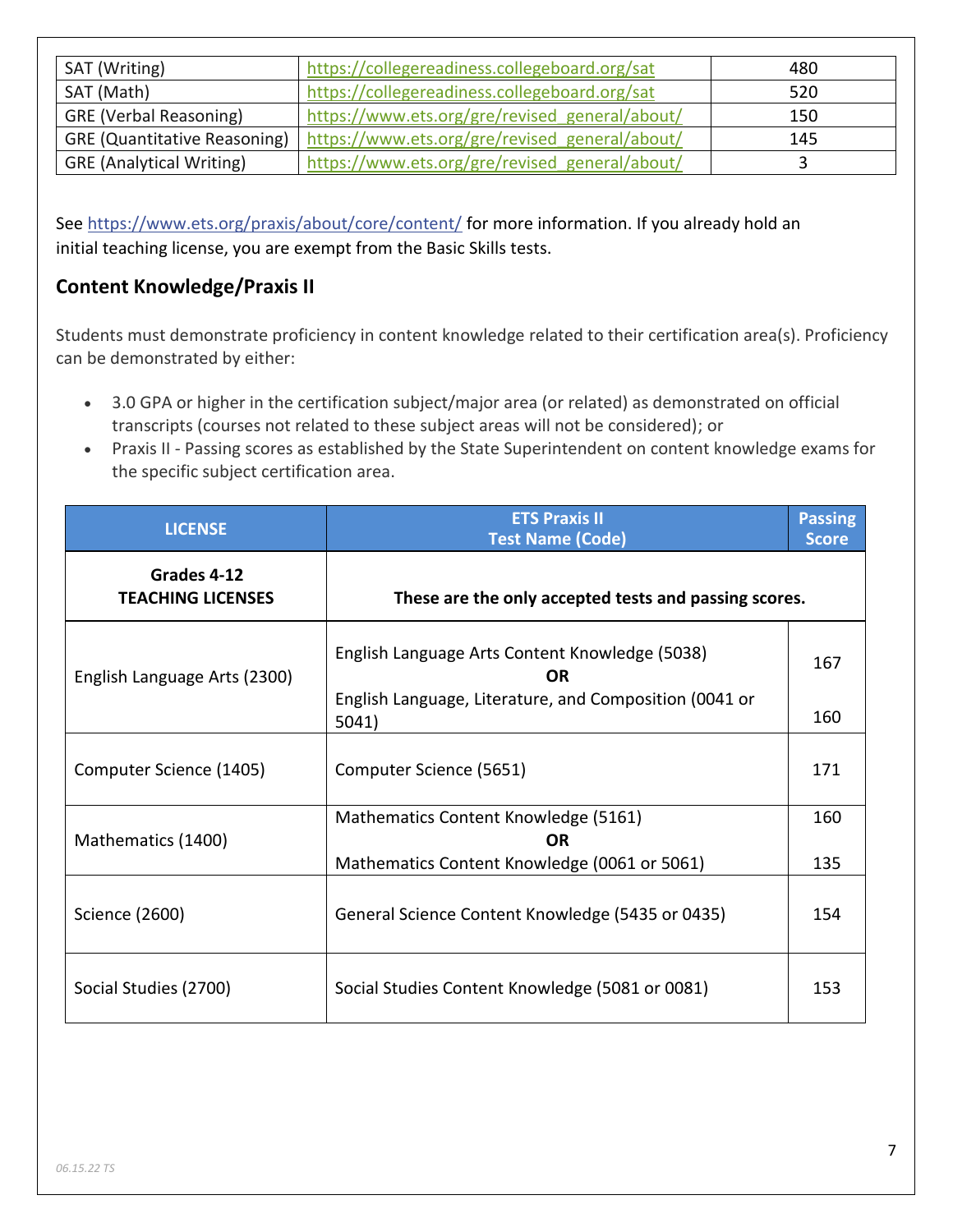| | | |
|---|---|---|
| SAT (Writing) | https://collegereadiness.collegeboard.org/sat | 480 |
| SAT (Math) | https://collegereadiness.collegeboard.org/sat | 520 |
| GRE (Verbal Reasoning) | https://www.ets.org/gre/revised_general/about/ | 150 |
| GRE (Quantitative Reasoning) | https://www.ets.org/gre/revised_general/about/ | 145 |
| GRE (Analytical Writing) | https://www.ets.org/gre/revised_general/about/ | 3 |

See https://www.ets.org/praxis/about/core/content/ for more information. If you already hold an initial teaching license, you are exempt from the Basic Skills tests.

## Content Knowledge/Praxis II

Students must demonstrate proficiency in content knowledge related to their certification area(s). Proficiency can be demonstrated by either:

- 3.0 GPA or higher in the certification subject/major area (or related) as demonstrated on official transcripts (courses not related to these subject areas will not be considered); or
- Praxis II - Passing scores as established by the State Superintendent on content knowledge exams for the specific subject certification area.

| LICENSE | ETS Praxis II Test Name (Code) | Passing Score |
|---|---|---|
| **Grades 4-12 TEACHING LICENSES** | **These are the only accepted tests and passing scores.** | |
| English Language Arts (2300) | English Language Arts Content Knowledge (5038) **OR** English Language, Literature, and Composition (0041 or 5041) | 167 / 160 |
| Computer Science (1405) | Computer Science (5651) | 171 |
| Mathematics (1400) | Mathematics Content Knowledge (5161) **OR** Mathematics Content Knowledge (0061 or 5061) | 160 / 135 |
| Science (2600) | General Science Content Knowledge (5435 or 0435) | 154 |
| Social Studies (2700) | Social Studies Content Knowledge (5081 or 0081) | 153 |

*06.15.22 TS*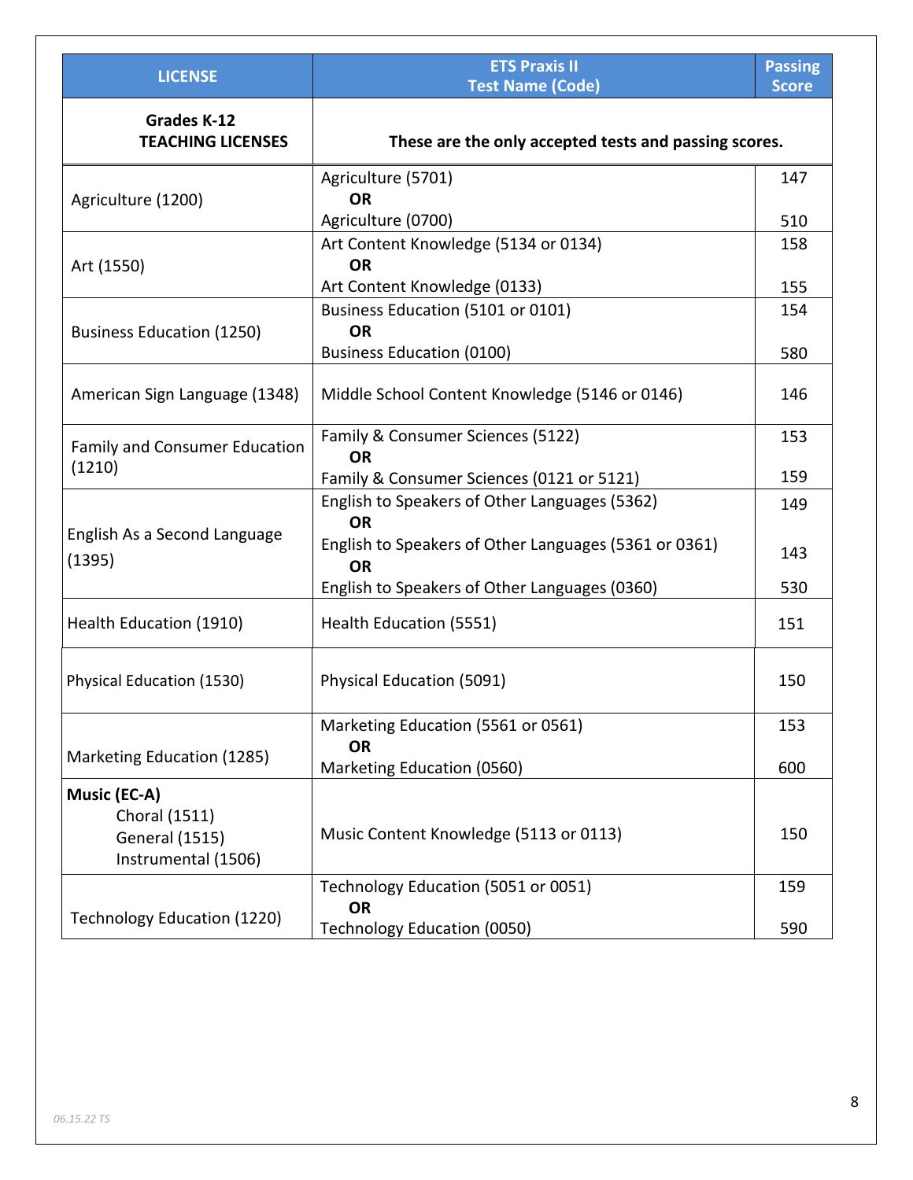| LICENSE | ETS Praxis II Test Name (Code) | Passing Score |
|---|---|---|
| **Grades K-12 TEACHING LICENSES** | **These are the only accepted tests and passing scores.** | |
| Agriculture (1200) | Agriculture (5701) **OR** Agriculture (0700) | 147 / 510 |
| Art (1550) | Art Content Knowledge (5134 or 0134) **OR** Art Content Knowledge (0133) | 158 / 155 |
| Business Education (1250) | Business Education (5101 or 0101) **OR** Business Education (0100) | 154 / 580 |
| American Sign Language (1348) | Middle School Content Knowledge (5146 or 0146) | 146 |
| Family and Consumer Education (1210) | Family & Consumer Sciences (5122) **OR** Family & Consumer Sciences (0121 or 5121) | 153 / 159 |
| English As a Second Language (1395) | English to Speakers of Other Languages (5362) **OR** English to Speakers of Other Languages (5361 or 0361) **OR** English to Speakers of Other Languages (0360) | 149 / 143 / 530 |
| Health Education (1910) | Health Education (5551) | 151 |
| Physical Education (1530) | Physical Education (5091) | 150 |
| Marketing Education (1285) | Marketing Education (5561 or 0561) **OR** Marketing Education (0560) | 153 / 600 |
| **Music (EC-A)** Choral (1511) General (1515) Instrumental (1506) | Music Content Knowledge (5113 or 0113) | 150 |
| Technology Education (1220) | Technology Education (5051 or 0051) **OR** Technology Education (0050) | 159 / 590 |

*06.15.22 TS*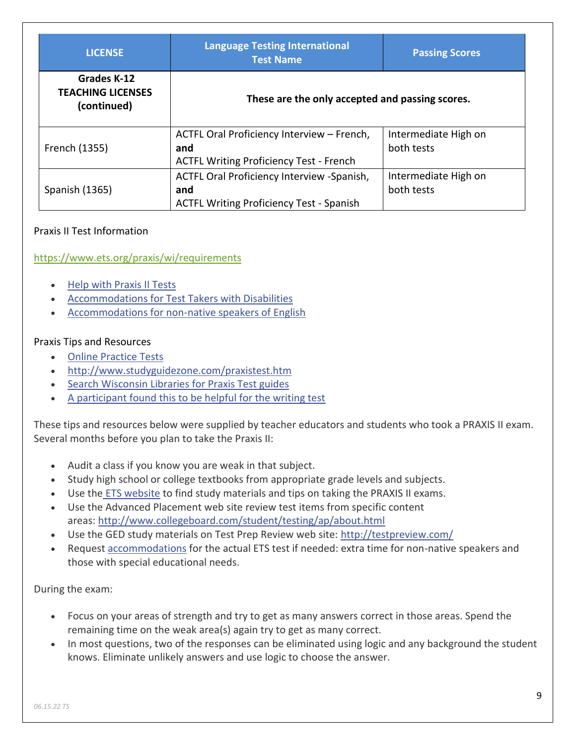| LICENSE | Language Testing International Test Name | Passing Scores |
|---|---|---|
| **Grades K-12 TEACHING LICENSES (continued)** | **These are the only accepted and passing scores.** | |
| French (1355) | ACTFL Oral Proficiency Interview – French, **and** ACTFL Writing Proficiency Test - French | Intermediate High on both tests |
| Spanish (1365) | ACTFL Oral Proficiency Interview -Spanish, **and** ACTFL Writing Proficiency Test - Spanish | Intermediate High on both tests |

Praxis II Test Information

https://www.ets.org/praxis/wi/requirements

- Help with Praxis II Tests
- Accommodations for Test Takers with Disabilities
- Accommodations for non-native speakers of English

Praxis Tips and Resources

- Online Practice Tests
- http://www.studyguidezone.com/praxistest.htm
- Search Wisconsin Libraries for Praxis Test guides
- A participant found this to be helpful for the writing test

These tips and resources below were supplied by teacher educators and students who took a PRAXIS II exam. Several months before you plan to take the Praxis II:

- Audit a class if you know you are weak in that subject.
- Study high school or college textbooks from appropriate grade levels and subjects.
- Use the ETS website to find study materials and tips on taking the PRAXIS II exams.
- Use the Advanced Placement web site review test items from specific content areas: http://www.collegeboard.com/student/testing/ap/about.html
- Use the GED study materials on Test Prep Review web site: http://testpreview.com/
- Request accommodations for the actual ETS test if needed: extra time for non-native speakers and those with special educational needs.

During the exam:

- Focus on your areas of strength and try to get as many answers correct in those areas. Spend the remaining time on the weak area(s) again try to get as many correct.
- In most questions, two of the responses can be eliminated using logic and any background the student knows. Eliminate unlikely answers and use logic to choose the answer.

*06.15.22 TS*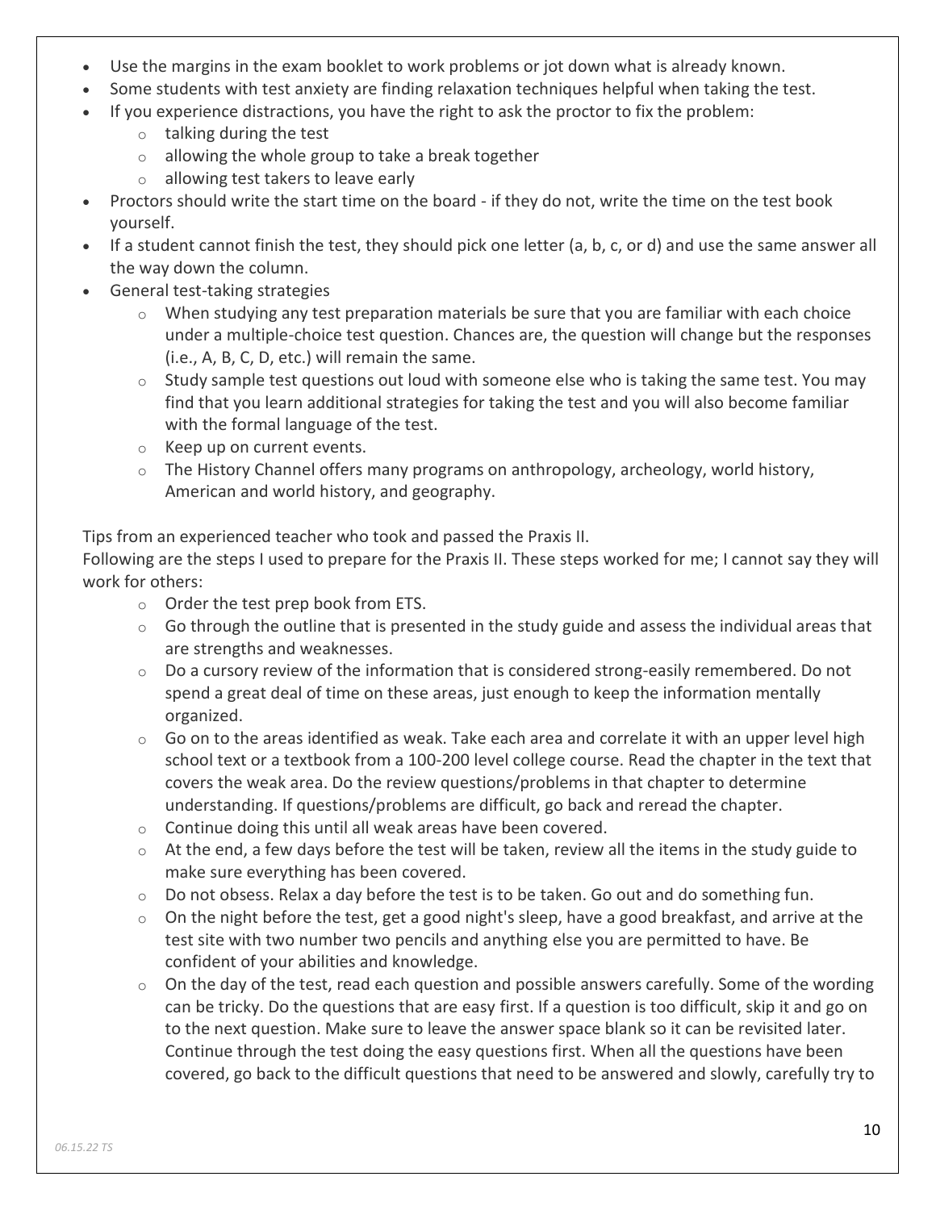- Use the margins in the exam booklet to work problems or jot down what is already known.
- Some students with test anxiety are finding relaxation techniques helpful when taking the test.
- If you experience distractions, you have the right to ask the proctor to fix the problem:
  - talking during the test
  - allowing the whole group to take a break together
  - allowing test takers to leave early
- Proctors should write the start time on the board - if they do not, write the time on the test book yourself.
- If a student cannot finish the test, they should pick one letter (a, b, c, or d) and use the same answer all the way down the column.
- General test-taking strategies
  - When studying any test preparation materials be sure that you are familiar with each choice under a multiple-choice test question. Chances are, the question will change but the responses (i.e., A, B, C, D, etc.) will remain the same.
  - Study sample test questions out loud with someone else who is taking the same test. You may find that you learn additional strategies for taking the test and you will also become familiar with the formal language of the test.
  - Keep up on current events.
  - The History Channel offers many programs on anthropology, archeology, world history, American and world history, and geography.

Tips from an experienced teacher who took and passed the Praxis II.

Following are the steps I used to prepare for the Praxis II. These steps worked for me; I cannot say they will work for others:

- Order the test prep book from ETS.
- Go through the outline that is presented in the study guide and assess the individual areas that are strengths and weaknesses.
- Do a cursory review of the information that is considered strong-easily remembered. Do not spend a great deal of time on these areas, just enough to keep the information mentally organized.
- Go on to the areas identified as weak. Take each area and correlate it with an upper level high school text or a textbook from a 100-200 level college course. Read the chapter in the text that covers the weak area. Do the review questions/problems in that chapter to determine understanding. If questions/problems are difficult, go back and reread the chapter.
- Continue doing this until all weak areas have been covered.
- At the end, a few days before the test will be taken, review all the items in the study guide to make sure everything has been covered.
- Do not obsess. Relax a day before the test is to be taken. Go out and do something fun.
- On the night before the test, get a good night's sleep, have a good breakfast, and arrive at the test site with two number two pencils and anything else you are permitted to have. Be confident of your abilities and knowledge.
- On the day of the test, read each question and possible answers carefully. Some of the wording can be tricky. Do the questions that are easy first. If a question is too difficult, skip it and go on to the next question. Make sure to leave the answer space blank so it can be revisited later. Continue through the test doing the easy questions first. When all the questions have been covered, go back to the difficult questions that need to be answered and slowly, carefully try to

*06.15.22 TS*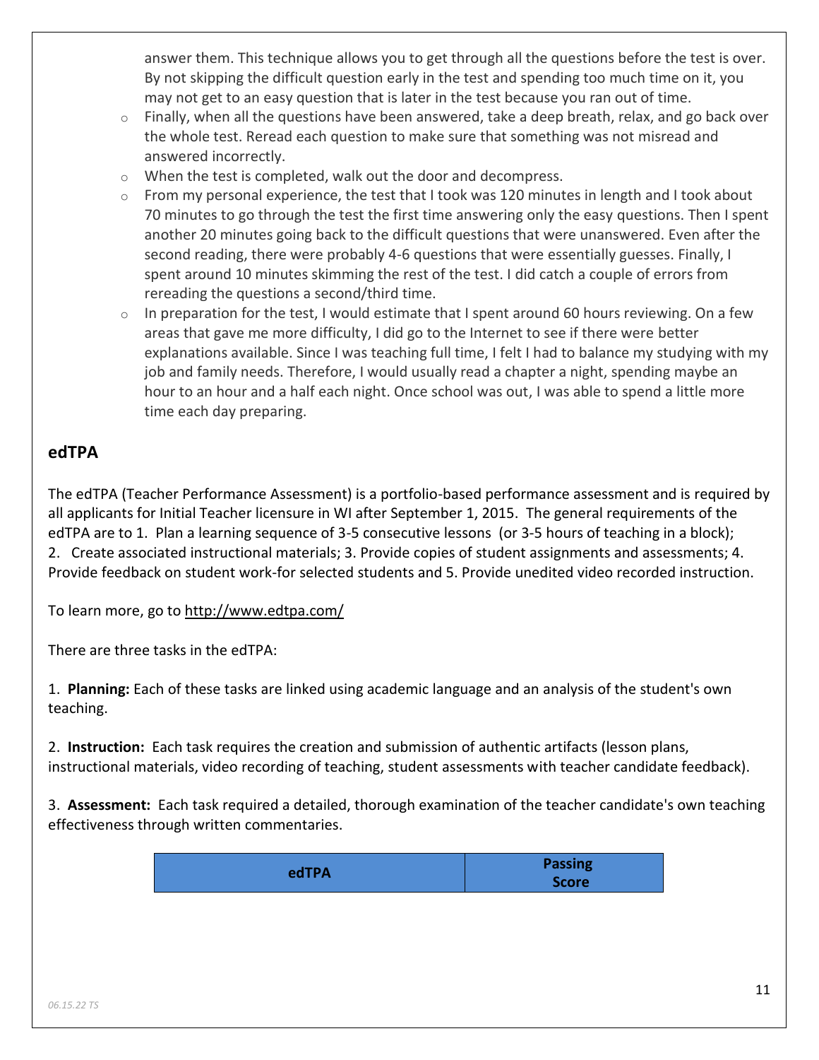answer them. This technique allows you to get through all the questions before the test is over. By not skipping the difficult question early in the test and spending too much time on it, you may not get to an easy question that is later in the test because you ran out of time.

- Finally, when all the questions have been answered, take a deep breath, relax, and go back over the whole test. Reread each question to make sure that something was not misread and answered incorrectly.
- When the test is completed, walk out the door and decompress.
- From my personal experience, the test that I took was 120 minutes in length and I took about 70 minutes to go through the test the first time answering only the easy questions. Then I spent another 20 minutes going back to the difficult questions that were unanswered. Even after the second reading, there were probably 4-6 questions that were essentially guesses. Finally, I spent around 10 minutes skimming the rest of the test. I did catch a couple of errors from rereading the questions a second/third time.
- In preparation for the test, I would estimate that I spent around 60 hours reviewing. On a few areas that gave me more difficulty, I did go to the Internet to see if there were better explanations available. Since I was teaching full time, I felt I had to balance my studying with my job and family needs. Therefore, I would usually read a chapter a night, spending maybe an hour to an hour and a half each night. Once school was out, I was able to spend a little more time each day preparing.

## edTPA

The edTPA (Teacher Performance Assessment) is a portfolio-based performance assessment and is required by all applicants for Initial Teacher licensure in WI after September 1, 2015. The general requirements of the edTPA are to 1. Plan a learning sequence of 3-5 consecutive lessons (or 3-5 hours of teaching in a block); 2. Create associated instructional materials; 3. Provide copies of student assignments and assessments; 4. Provide feedback on student work-for selected students and 5. Provide unedited video recorded instruction.

To learn more, go to http://www.edtpa.com/

There are three tasks in the edTPA:

1. **Planning:** Each of these tasks are linked using academic language and an analysis of the student's own teaching.

2. **Instruction:** Each task requires the creation and submission of authentic artifacts (lesson plans, instructional materials, video recording of teaching, student assessments with teacher candidate feedback).

3. **Assessment:** Each task required a detailed, thorough examination of the teacher candidate's own teaching effectiveness through written commentaries.

| edTPA | Passing Score |
|---|---|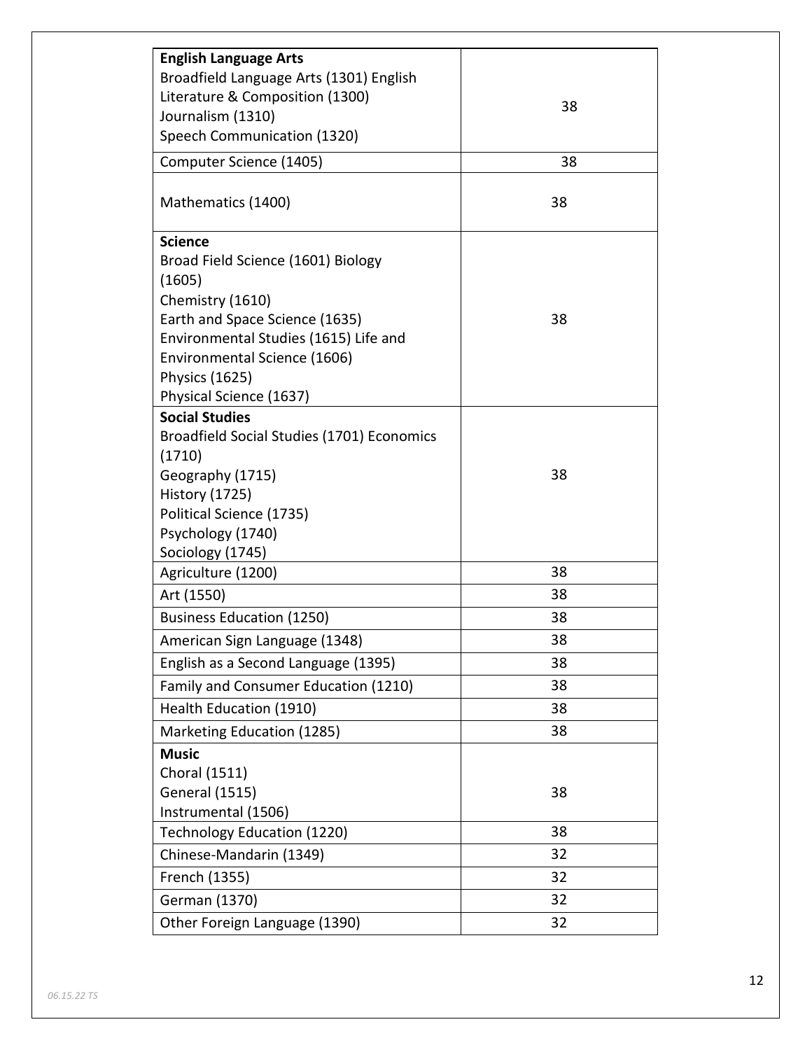| | |
|---|---|
| **English Language Arts**<br>Broadfield Language Arts (1301) English Literature & Composition (1300)<br>Journalism (1310)<br>Speech Communication (1320) | 38 |
| Computer Science (1405) | 38 |
| Mathematics (1400) | 38 |
| **Science**<br>Broad Field Science (1601) Biology (1605)<br>Chemistry (1610)<br>Earth and Space Science (1635)<br>Environmental Studies (1615) Life and Environmental Science (1606)<br>Physics (1625)<br>Physical Science (1637) | 38 |
| **Social Studies**<br>Broadfield Social Studies (1701) Economics (1710)<br>Geography (1715)<br>History (1725)<br>Political Science (1735)<br>Psychology (1740)<br>Sociology (1745) | 38 |
| Agriculture (1200) | 38 |
| Art (1550) | 38 |
| Business Education (1250) | 38 |
| American Sign Language (1348) | 38 |
| English as a Second Language (1395) | 38 |
| Family and Consumer Education (1210) | 38 |
| Health Education (1910) | 38 |
| Marketing Education (1285) | 38 |
| **Music**<br>Choral (1511)<br>General (1515)<br>Instrumental (1506) | 38 |
| Technology Education (1220) | 38 |
| Chinese-Mandarin (1349) | 32 |
| French (1355) | 32 |
| German (1370) | 32 |
| Other Foreign Language (1390) | 32 |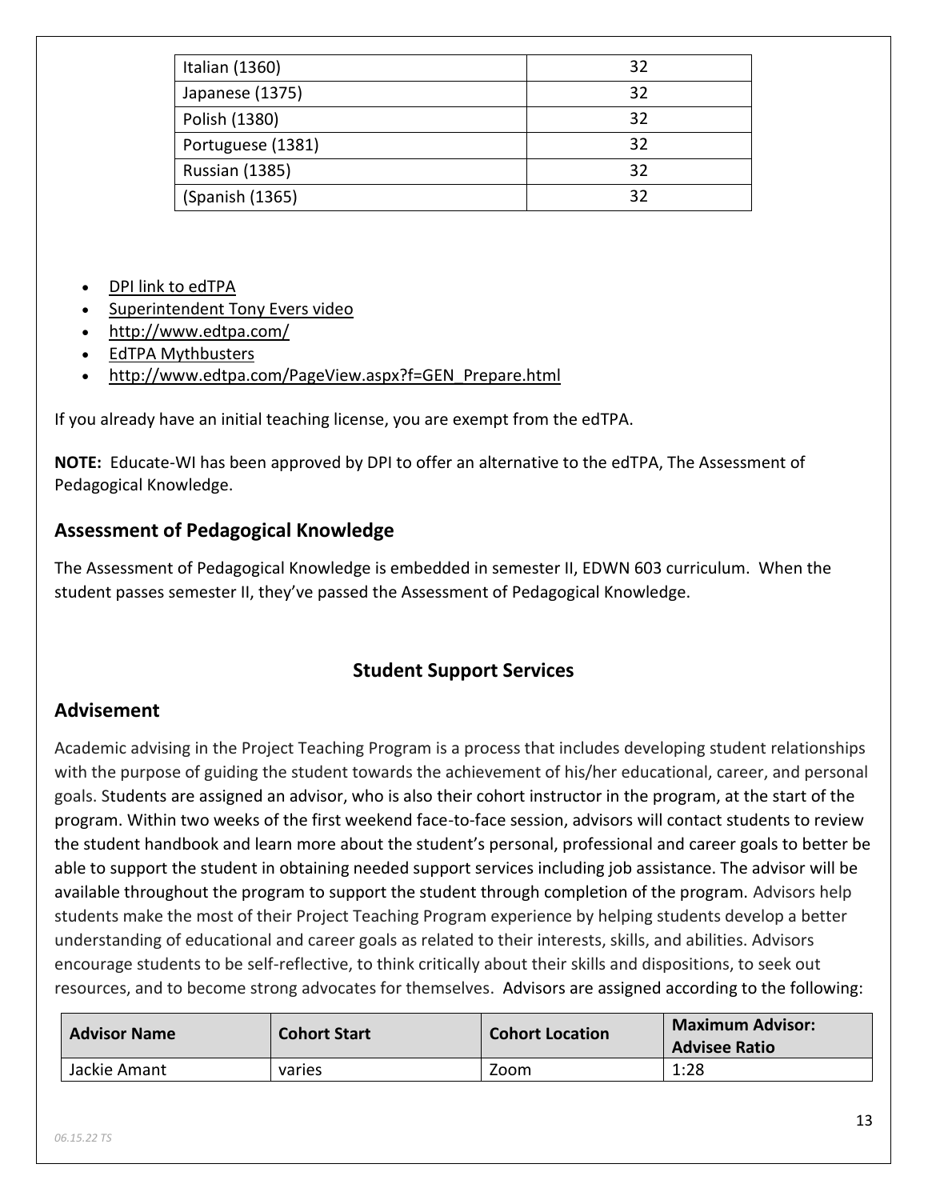| | |
|---|---|
| Italian (1360) | 32 |
| Japanese (1375) | 32 |
| Polish (1380) | 32 |
| Portuguese (1381) | 32 |
| Russian (1385) | 32 |
| (Spanish (1365) | 32 |

- DPI link to edTPA
- Superintendent Tony Evers video
- http://www.edtpa.com/
- EdTPA Mythbusters
- http://www.edtpa.com/PageView.aspx?f=GEN_Prepare.html

If you already have an initial teaching license, you are exempt from the edTPA.

**NOTE:** Educate-WI has been approved by DPI to offer an alternative to the edTPA, The Assessment of Pedagogical Knowledge.

## Assessment of Pedagogical Knowledge

The Assessment of Pedagogical Knowledge is embedded in semester II, EDWN 603 curriculum. When the student passes semester II, they've passed the Assessment of Pedagogical Knowledge.

# Student Support Services

## Advisement

Academic advising in the Project Teaching Program is a process that includes developing student relationships with the purpose of guiding the student towards the achievement of his/her educational, career, and personal goals. Students are assigned an advisor, who is also their cohort instructor in the program, at the start of the program. Within two weeks of the first weekend face-to-face session, advisors will contact students to review the student handbook and learn more about the student's personal, professional and career goals to better be able to support the student in obtaining needed support services including job assistance. The advisor will be available throughout the program to support the student through completion of the program. Advisors help students make the most of their Project Teaching Program experience by helping students develop a better understanding of educational and career goals as related to their interests, skills, and abilities. Advisors encourage students to be self-reflective, to think critically about their skills and dispositions, to seek out resources, and to become strong advocates for themselves. Advisors are assigned according to the following:

| Advisor Name | Cohort Start | Cohort Location | Maximum Advisor: Advisee Ratio |
|---|---|---|---|
| Jackie Amant | varies | Zoom | 1:28 |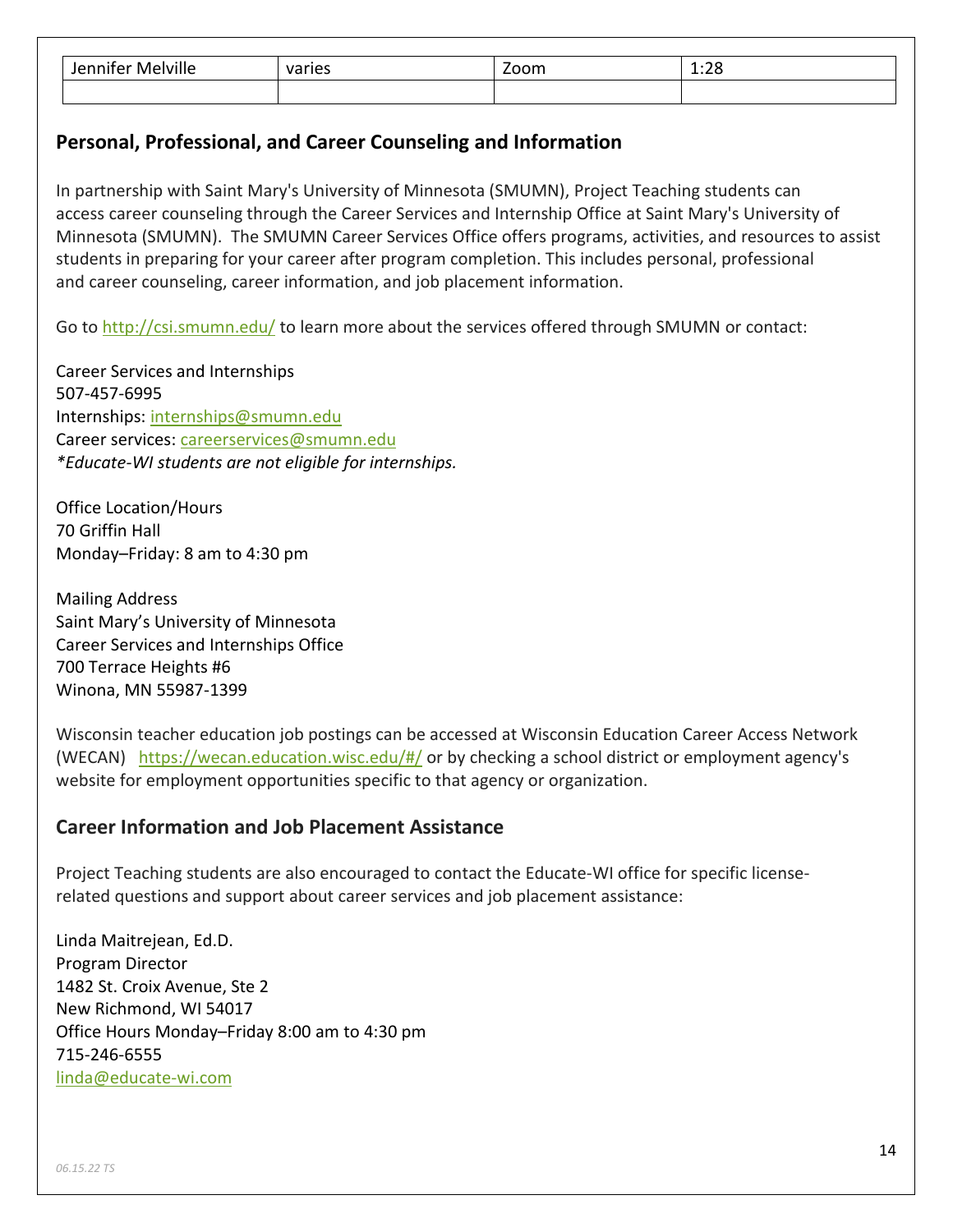| | | | |
|---|---|---|---|
| Jennifer Melville | varies | Zoom | 1:28 |
| | | | |

## Personal, Professional, and Career Counseling and Information

In partnership with Saint Mary's University of Minnesota (SMUMN), Project Teaching students can access career counseling through the Career Services and Internship Office at Saint Mary's University of Minnesota (SMUMN). The SMUMN Career Services Office offers programs, activities, and resources to assist students in preparing for your career after program completion. This includes personal, professional and career counseling, career information, and job placement information.

Go to http://csi.smumn.edu/ to learn more about the services offered through SMUMN or contact:

Career Services and Internships
507-457-6995
Internships: internships@smumn.edu
Career services: careerservices@smumn.edu
*Educate-WI students are not eligible for internships.*

Office Location/Hours
70 Griffin Hall
Monday–Friday: 8 am to 4:30 pm

Mailing Address
Saint Mary's University of Minnesota
Career Services and Internships Office
700 Terrace Heights #6
Winona, MN 55987-1399

Wisconsin teacher education job postings can be accessed at Wisconsin Education Career Access Network (WECAN) https://wecan.education.wisc.edu/#/ or by checking a school district or employment agency's website for employment opportunities specific to that agency or organization.

## Career Information and Job Placement Assistance

Project Teaching students are also encouraged to contact the Educate-WI office for specific license-related questions and support about career services and job placement assistance:

Linda Maitrejean, Ed.D.
Program Director
1482 St. Croix Avenue, Ste 2
New Richmond, WI 54017
Office Hours Monday–Friday 8:00 am to 4:30 pm
715-246-6555
linda@educate-wi.com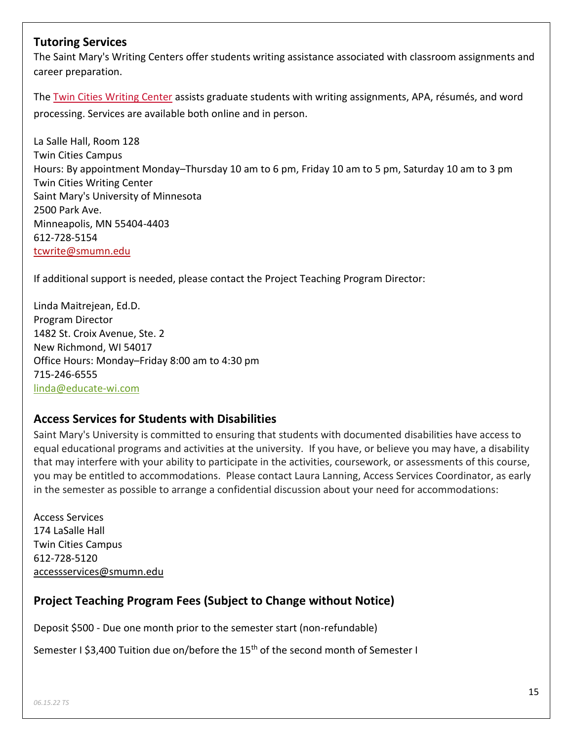## Tutoring Services

The Saint Mary's Writing Centers offer students writing assistance associated with classroom assignments and career preparation.

The Twin Cities Writing Center assists graduate students with writing assignments, APA, résumés, and word processing. Services are available both online and in person.

La Salle Hall, Room 128
Twin Cities Campus
Hours: By appointment Monday–Thursday 10 am to 6 pm, Friday 10 am to 5 pm, Saturday 10 am to 3 pm
Twin Cities Writing Center
Saint Mary's University of Minnesota
2500 Park Ave.
Minneapolis, MN 55404-4403
612-728-5154
tcwrite@smumn.edu

If additional support is needed, please contact the Project Teaching Program Director:

Linda Maitrejean, Ed.D.
Program Director
1482 St. Croix Avenue, Ste. 2
New Richmond, WI 54017
Office Hours: Monday–Friday 8:00 am to 4:30 pm
715-246-6555
linda@educate-wi.com

## Access Services for Students with Disabilities

Saint Mary's University is committed to ensuring that students with documented disabilities have access to equal educational programs and activities at the university. If you have, or believe you may have, a disability that may interfere with your ability to participate in the activities, coursework, or assessments of this course, you may be entitled to accommodations. Please contact Laura Lanning, Access Services Coordinator, as early in the semester as possible to arrange a confidential discussion about your need for accommodations:

Access Services
174 LaSalle Hall
Twin Cities Campus
612-728-5120
accessservices@smumn.edu

## Project Teaching Program Fees (Subject to Change without Notice)

Deposit $500 - Due one month prior to the semester start (non-refundable)

Semester I $3,400 Tuition due on/before the 15th of the second month of Semester I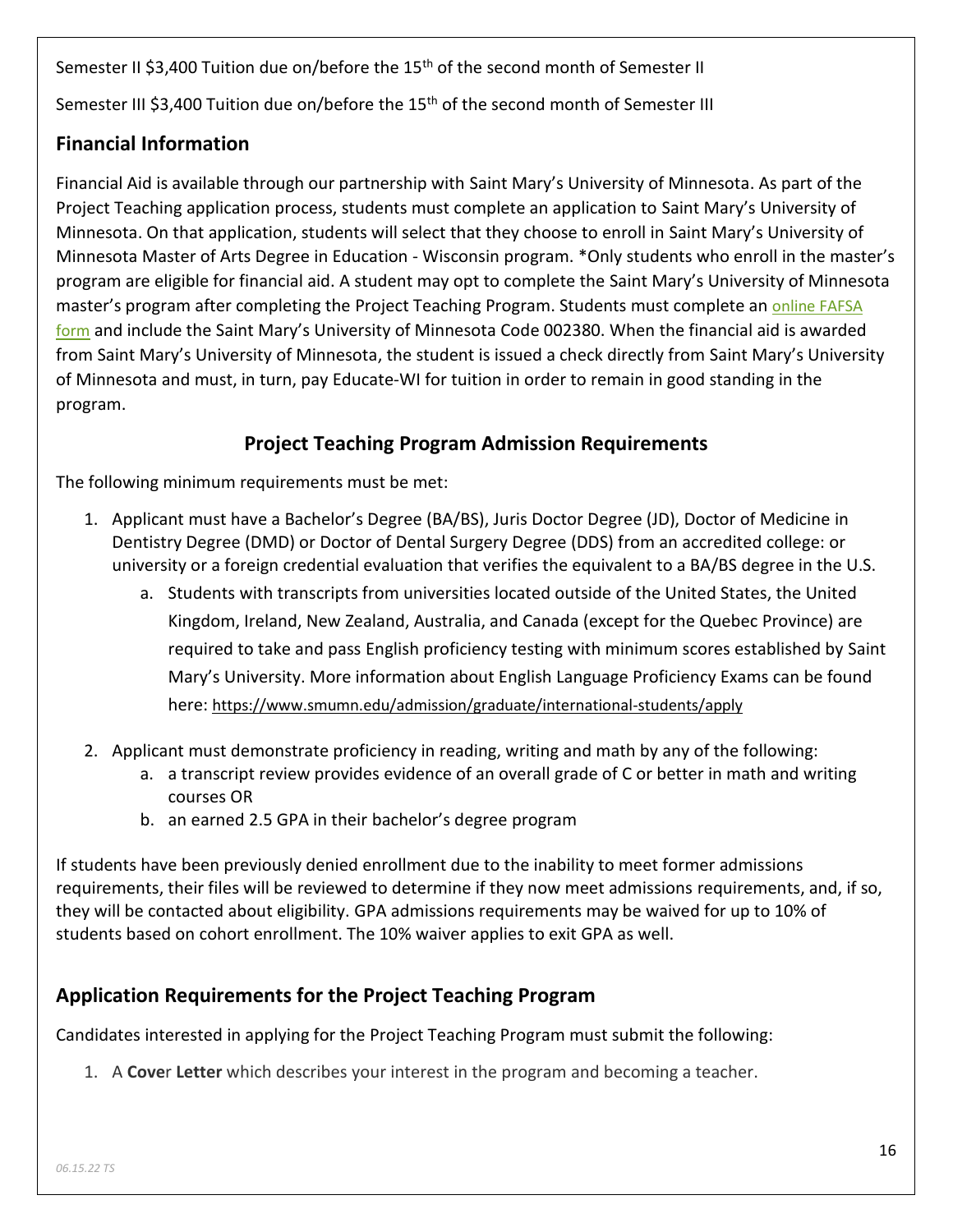Semester II $3,400 Tuition due on/before the 15th of the second month of Semester II

Semester III $3,400 Tuition due on/before the 15th of the second month of Semester III

## Financial Information

Financial Aid is available through our partnership with Saint Mary's University of Minnesota. As part of the Project Teaching application process, students must complete an application to Saint Mary's University of Minnesota. On that application, students will select that they choose to enroll in Saint Mary's University of Minnesota Master of Arts Degree in Education - Wisconsin program. *Only students who enroll in the master's program are eligible for financial aid. A student may opt to complete the Saint Mary's University of Minnesota master's program after completing the Project Teaching Program. Students must complete an online FAFSA form and include the Saint Mary's University of Minnesota Code 002380. When the financial aid is awarded from Saint Mary's University of Minnesota, the student is issued a check directly from Saint Mary's University of Minnesota and must, in turn, pay Educate-WI for tuition in order to remain in good standing in the program.

## Project Teaching Program Admission Requirements

The following minimum requirements must be met:

1. Applicant must have a Bachelor's Degree (BA/BS), Juris Doctor Degree (JD), Doctor of Medicine in Dentistry Degree (DMD) or Doctor of Dental Surgery Degree (DDS) from an accredited college: or university or a foreign credential evaluation that verifies the equivalent to a BA/BS degree in the U.S.
   a. Students with transcripts from universities located outside of the United States, the United Kingdom, Ireland, New Zealand, Australia, and Canada (except for the Quebec Province) are required to take and pass English proficiency testing with minimum scores established by Saint Mary's University. More information about English Language Proficiency Exams can be found here: https://www.smumn.edu/admission/graduate/international-students/apply
2. Applicant must demonstrate proficiency in reading, writing and math by any of the following:
   a. a transcript review provides evidence of an overall grade of C or better in math and writing courses OR
   b. an earned 2.5 GPA in their bachelor's degree program

If students have been previously denied enrollment due to the inability to meet former admissions requirements, their files will be reviewed to determine if they now meet admissions requirements, and, if so, they will be contacted about eligibility. GPA admissions requirements may be waived for up to 10% of students based on cohort enrollment. The 10% waiver applies to exit GPA as well.

## Application Requirements for the Project Teaching Program

Candidates interested in applying for the Project Teaching Program must submit the following:

1. A **Cover Letter** which describes your interest in the program and becoming a teacher.

*06.15.22 TS*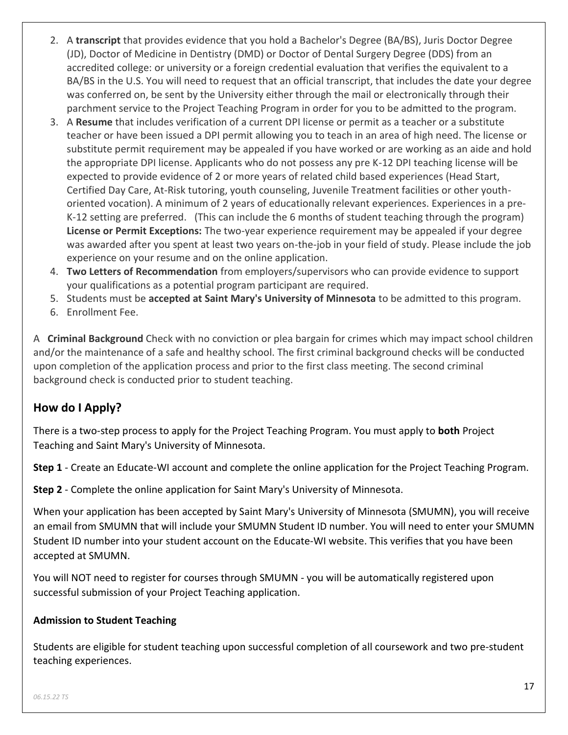2. A **transcript** that provides evidence that you hold a Bachelor's Degree (BA/BS), Juris Doctor Degree (JD), Doctor of Medicine in Dentistry (DMD) or Doctor of Dental Surgery Degree (DDS) from an accredited college: or university or a foreign credential evaluation that verifies the equivalent to a BA/BS in the U.S. You will need to request that an official transcript, that includes the date your degree was conferred on, be sent by the University either through the mail or electronically through their parchment service to the Project Teaching Program in order for you to be admitted to the program.
3. A **Resume** that includes verification of a current DPI license or permit as a teacher or a substitute teacher or have been issued a DPI permit allowing you to teach in an area of high need. The license or substitute permit requirement may be appealed if you have worked or are working as an aide and hold the appropriate DPI license. Applicants who do not possess any pre K-12 DPI teaching license will be expected to provide evidence of 2 or more years of related child based experiences (Head Start, Certified Day Care, At-Risk tutoring, youth counseling, Juvenile Treatment facilities or other youth-oriented vocation). A minimum of 2 years of educationally relevant experiences. Experiences in a pre-K-12 setting are preferred. (This can include the 6 months of student teaching through the program) **License or Permit Exceptions:** The two-year experience requirement may be appealed if your degree was awarded after you spent at least two years on-the-job in your field of study. Please include the job experience on your resume and on the online application.
4. **Two Letters of Recommendation** from employers/supervisors who can provide evidence to support your qualifications as a potential program participant are required.
5. Students must be **accepted at Saint Mary's University of Minnesota** to be admitted to this program.
6. Enrollment Fee.

A **Criminal Background** Check with no conviction or plea bargain for crimes which may impact school children and/or the maintenance of a safe and healthy school. The first criminal background checks will be conducted upon completion of the application process and prior to the first class meeting. The second criminal background check is conducted prior to student teaching.

## How do I Apply?

There is a two-step process to apply for the Project Teaching Program. You must apply to **both** Project Teaching and Saint Mary's University of Minnesota.

**Step 1** - Create an Educate-WI account and complete the online application for the Project Teaching Program.

**Step 2** - Complete the online application for Saint Mary's University of Minnesota.

When your application has been accepted by Saint Mary's University of Minnesota (SMUMN), you will receive an email from SMUMN that will include your SMUMN Student ID number. You will need to enter your SMUMN Student ID number into your student account on the Educate-WI website. This verifies that you have been accepted at SMUMN.

You will NOT need to register for courses through SMUMN - you will be automatically registered upon successful submission of your Project Teaching application.

#### Admission to Student Teaching

Students are eligible for student teaching upon successful completion of all coursework and two pre-student teaching experiences.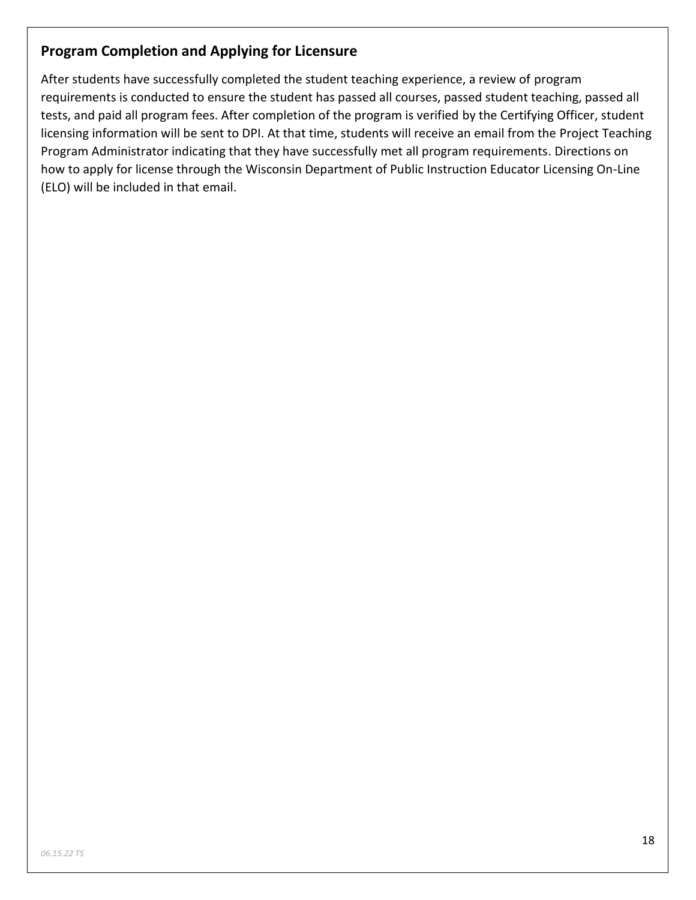## Program Completion and Applying for Licensure

After students have successfully completed the student teaching experience, a review of program requirements is conducted to ensure the student has passed all courses, passed student teaching, passed all tests, and paid all program fees. After completion of the program is verified by the Certifying Officer, student licensing information will be sent to DPI. At that time, students will receive an email from the Project Teaching Program Administrator indicating that they have successfully met all program requirements. Directions on how to apply for license through the Wisconsin Department of Public Instruction Educator Licensing On-Line (ELO) will be included in that email.